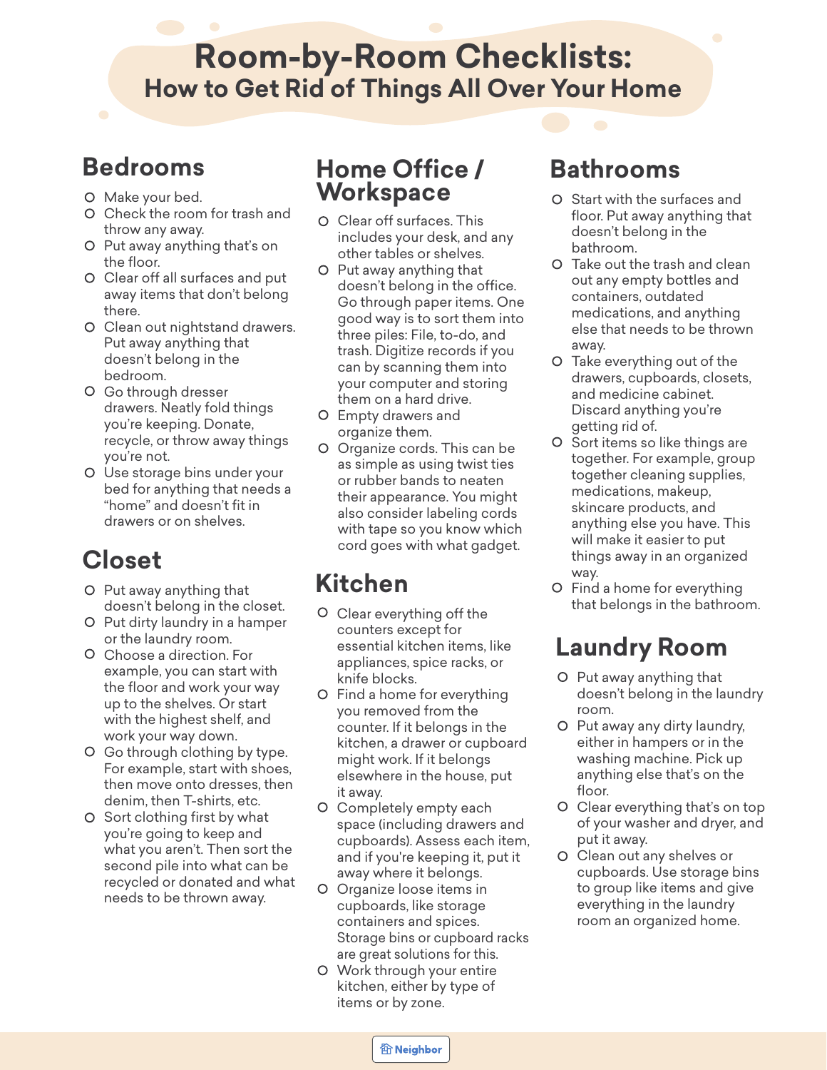# Room-by-Room Checklists:
## How to Get Rid of Things All Over Your Home

## Bedrooms

- Make your bed.
- Check the room for trash and throw any away.
- Put away anything that's on the floor.
- Clear off all surfaces and put away items that don't belong there.
- Clean out nightstand drawers. Put away anything that doesn't belong in the bedroom.
- Go through dresser drawers. Neatly fold things you're keeping. Donate, recycle, or throw away things you're not.
- Use storage bins under your bed for anything that needs a "home" and doesn't fit in drawers or on shelves.

## Closet

- Put away anything that doesn't belong in the closet.
- Put dirty laundry in a hamper or the laundry room.
- Choose a direction. For example, you can start with the floor and work your way up to the shelves. Or start with the highest shelf, and work your way down.
- Go through clothing by type. For example, start with shoes, then move onto dresses, then denim, then T-shirts, etc.
- Sort clothing first by what you're going to keep and what you aren't. Then sort the second pile into what can be recycled or donated and what needs to be thrown away.

## Home Office / Workspace

- Clear off surfaces. This includes your desk, and any other tables or shelves.
- Put away anything that doesn't belong in the office. Go through paper items. One good way is to sort them into three piles: File, to-do, and trash. Digitize records if you can by scanning them into your computer and storing them on a hard drive.
- Empty drawers and organize them.
- Organize cords. This can be as simple as using twist ties or rubber bands to neaten their appearance. You might also consider labeling cords with tape so you know which cord goes with what gadget.

## Kitchen

- Clear everything off the counters except for essential kitchen items, like appliances, spice racks, or knife blocks.
- Find a home for everything you removed from the counter. If it belongs in the kitchen, a drawer or cupboard might work. If it belongs elsewhere in the house, put it away.
- Completely empty each space (including drawers and cupboards). Assess each item, and if you're keeping it, put it away where it belongs.
- Organize loose items in cupboards, like storage containers and spices. Storage bins or cupboard racks are great solutions for this.
- Work through your entire kitchen, either by type of items or by zone.

## Bathrooms

- Start with the surfaces and floor. Put away anything that doesn't belong in the bathroom.
- Take out the trash and clean out any empty bottles and containers, outdated medications, and anything else that needs to be thrown away.
- Take everything out of the drawers, cupboards, closets, and medicine cabinet. Discard anything you're getting rid of.
- Sort items so like things are together. For example, group together cleaning supplies, medications, makeup, skincare products, and anything else you have. This will make it easier to put things away in an organized way.
- Find a home for everything that belongs in the bathroom.

## Laundry Room

- Put away anything that doesn't belong in the laundry room.
- Put away any dirty laundry, either in hampers or in the washing machine. Pick up anything else that's on the floor.
- Clear everything that's on top of your washer and dryer, and put it away.
- Clean out any shelves or cupboards. Use storage bins to group like items and give everything in the laundry room an organized home.

Neighbor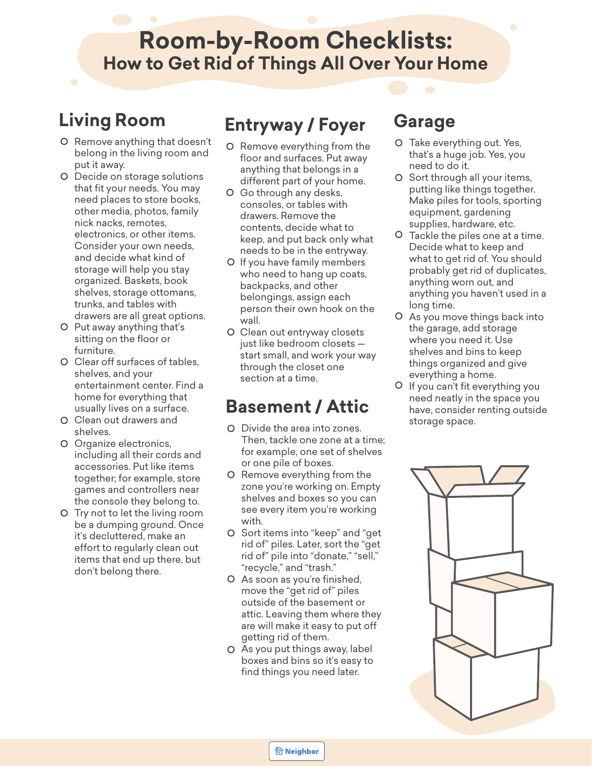# Room-by-Room Checklists:
## How to Get Rid of Things All Over Your Home

## Living Room

- Remove anything that doesn't belong in the living room and put it away.
- Decide on storage solutions that fit your needs. You may need places to store books, other media, photos, family nick nacks, remotes, electronics, or other items. Consider your own needs, and decide what kind of storage will help you stay organized. Baskets, book shelves, storage ottomans, trunks, and tables with drawers are all great options.
- Put away anything that's sitting on the floor or furniture.
- Clear off surfaces of tables, shelves, and your entertainment center. Find a home for everything that usually lives on a surface.
- Clean out drawers and shelves.
- Organize electronics, including all their cords and accessories. Put like items together; for example, store games and controllers near the console they belong to.
- Try not to let the living room be a dumping ground. Once it's decluttered, make an effort to regularly clean out items that end up there, but don't belong there.

## Entryway / Foyer

- Remove everything from the floor and surfaces. Put away anything that belongs in a different part of your home.
- Go through any desks, consoles, or tables with drawers. Remove the contents, decide what to keep, and put back only what needs to be in the entryway.
- If you have family members who need to hang up coats, backpacks, and other belongings, assign each person their own hook on the wall.
- Clean out entryway closets just like bedroom closets — start small, and work your way through the closet one section at a time.

## Basement / Attic

- Divide the area into zones. Then, tackle one zone at a time; for example, one set of shelves or one pile of boxes.
- Remove everything from the zone you're working on. Empty shelves and boxes so you can see every item you're working with.
- Sort items into "keep" and "get rid of" piles. Later, sort the "get rid of" pile into "donate," "sell," "recycle," and "trash."
- As soon as you're finished, move the "get rid of" piles outside of the basement or attic. Leaving them where they are will make it easy to put off getting rid of them.
- As you put things away, label boxes and bins so it's easy to find things you need later.

## Garage

- Take everything out. Yes, that's a huge job. Yes, you need to do it.
- Sort through all your items, putting like things together. Make piles for tools, sporting equipment, gardening supplies, hardware, etc.
- Tackle the piles one at a time. Decide what to keep and what to get rid of. You should probably get rid of duplicates, anything worn out, and anything you haven't used in a long time.
- As you move things back into the garage, add storage where you need it. Use shelves and bins to keep things organized and give everything a home.
- If you can't fit everything you need neatly in the space you have, consider renting outside storage space.

Neighbor